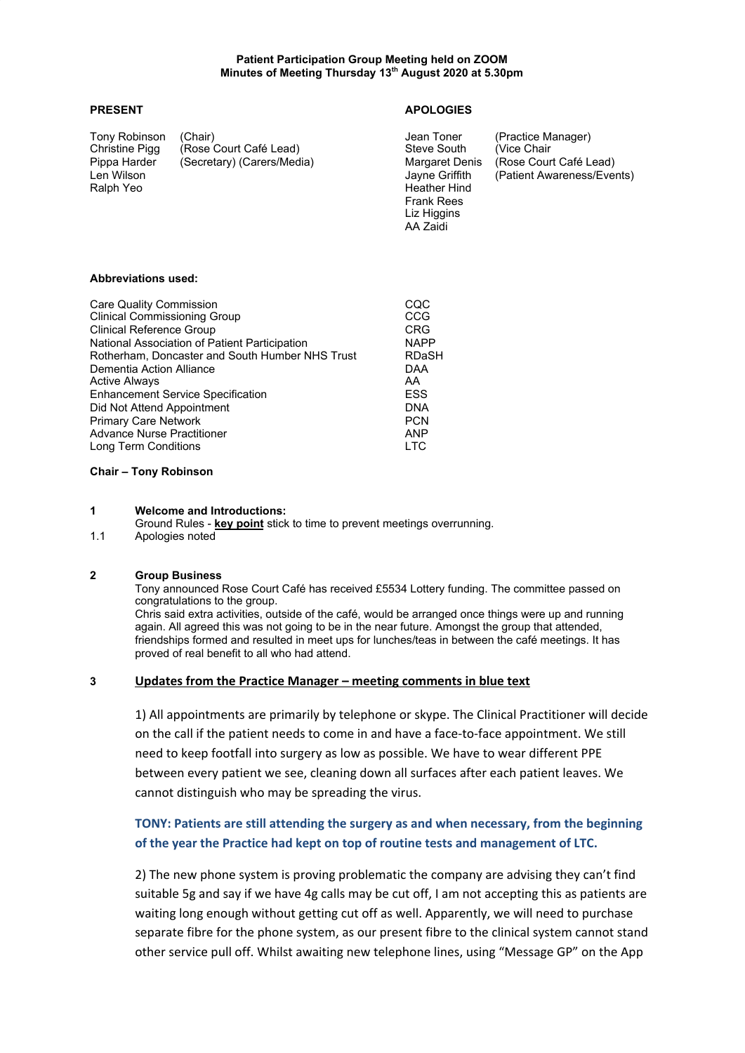**Patient Participation Group Meeting held on ZOOM**
**Minutes of Meeting Thursday 13th August 2020 at 5.30pm**

**PRESENT**

| | |
|---|---|
| Tony Robinson | (Chair) |
| Christine Pigg | (Rose Court Café Lead) |
| Pippa Harder | (Secretary) (Carers/Media) |
| Len Wilson | |
| Ralph Yeo | |

**APOLOGIES**

| | |
|---|---|
| Jean Toner | (Practice Manager) |
| Steve South | (Vice Chair |
| Margaret Denis | (Rose Court Café Lead) |
| Jayne Griffith | (Patient Awareness/Events) |
| Heather Hind | |
| Frank Rees | |
| Liz Higgins | |
| AA Zaidi | |

**Abbreviations used:**

| | |
|---|---|
| Care Quality Commission | CQC |
| Clinical Commissioning Group | CCG |
| Clinical Reference Group | CRG |
| National Association of Patient Participation | NAPP |
| Rotherham, Doncaster and South Humber NHS Trust | RDaSH |
| Dementia Action Alliance | DAA |
| Active Always | AA |
| Enhancement Service Specification | ESS |
| Did Not Attend Appointment | DNA |
| Primary Care Network | PCN |
| Advance Nurse Practitioner | ANP |
| Long Term Conditions | LTC |

**Chair – Tony Robinson**

**1 Welcome and Introductions:**

Ground Rules - **key point** stick to time to prevent meetings overrunning.

1.1 Apologies noted

**2 Group Business**

Tony announced Rose Court Café has received £5534 Lottery funding. The committee passed on congratulations to the group.

Chris said extra activities, outside of the café, would be arranged once things were up and running again. All agreed this was not going to be in the near future. Amongst the group that attended, friendships formed and resulted in meet ups for lunches/teas in between the café meetings. It has proved of real benefit to all who had attend.

**3 Updates from the Practice Manager – meeting comments in blue text**

1) All appointments are primarily by telephone or skype. The Clinical Practitioner will decide on the call if the patient needs to come in and have a face-to-face appointment. We still need to keep footfall into surgery as low as possible. We have to wear different PPE between every patient we see, cleaning down all surfaces after each patient leaves. We cannot distinguish who may be spreading the virus.

**TONY: Patients are still attending the surgery as and when necessary, from the beginning of the year the Practice had kept on top of routine tests and management of LTC.**

2) The new phone system is proving problematic the company are advising they can't find suitable 5g and say if we have 4g calls may be cut off, I am not accepting this as patients are waiting long enough without getting cut off as well. Apparently, we will need to purchase separate fibre for the phone system, as our present fibre to the clinical system cannot stand other service pull off. Whilst awaiting new telephone lines, using "Message GP" on the App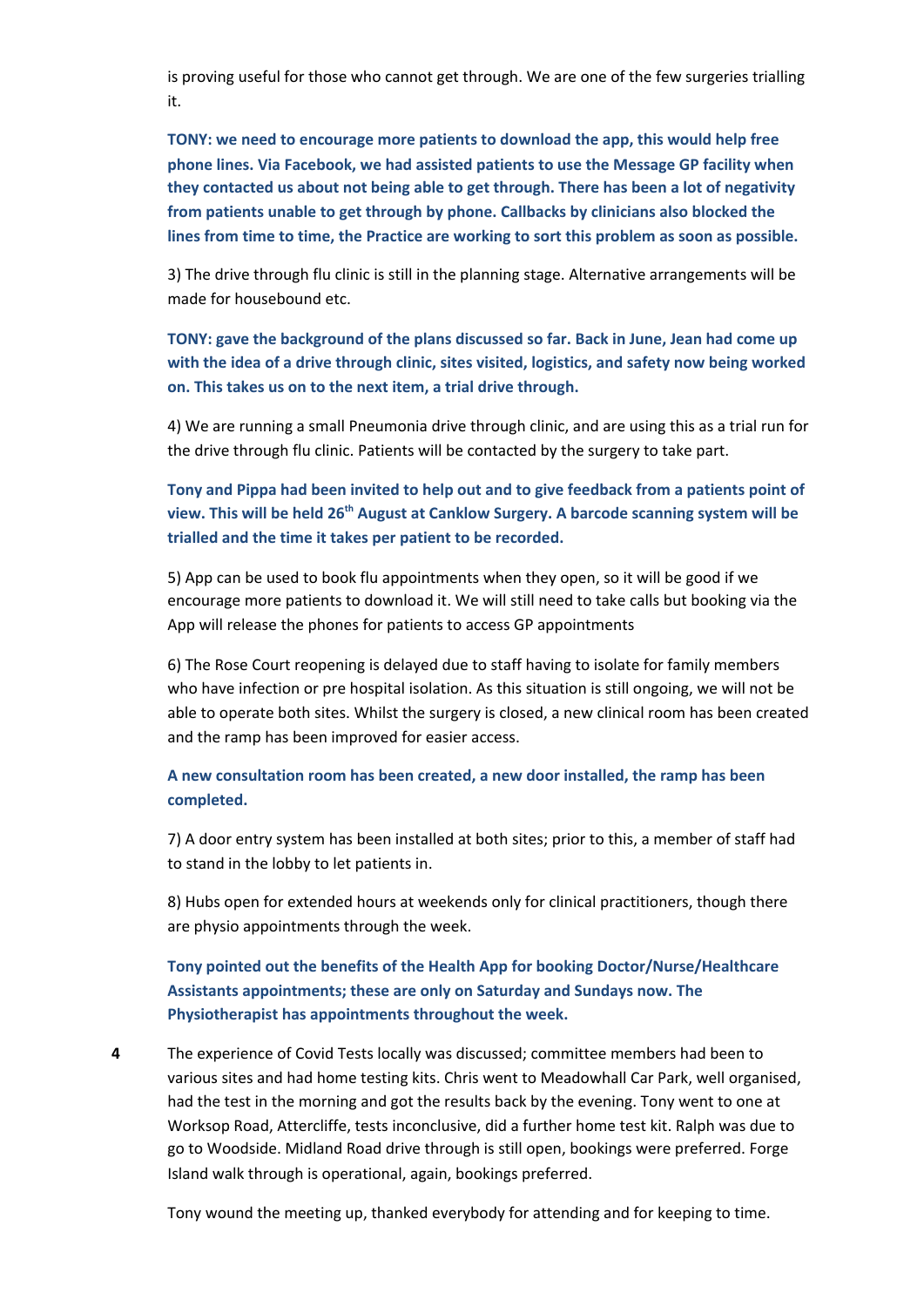is proving useful for those who cannot get through. We are one of the few surgeries trialling it.

**TONY: we need to encourage more patients to download the app, this would help free phone lines. Via Facebook, we had assisted patients to use the Message GP facility when they contacted us about not being able to get through. There has been a lot of negativity from patients unable to get through by phone. Callbacks by clinicians also blocked the lines from time to time, the Practice are working to sort this problem as soon as possible.**

3) The drive through flu clinic is still in the planning stage. Alternative arrangements will be made for housebound etc.

**TONY: gave the background of the plans discussed so far. Back in June, Jean had come up with the idea of a drive through clinic, sites visited, logistics, and safety now being worked on. This takes us on to the next item, a trial drive through.**

4) We are running a small Pneumonia drive through clinic, and are using this as a trial run for the drive through flu clinic. Patients will be contacted by the surgery to take part.

**Tony and Pippa had been invited to help out and to give feedback from a patients point of view. This will be held 26th August at Canklow Surgery. A barcode scanning system will be trialled and the time it takes per patient to be recorded.**

5) App can be used to book flu appointments when they open, so it will be good if we encourage more patients to download it. We will still need to take calls but booking via the App will release the phones for patients to access GP appointments

6) The Rose Court reopening is delayed due to staff having to isolate for family members who have infection or pre hospital isolation. As this situation is still ongoing, we will not be able to operate both sites. Whilst the surgery is closed, a new clinical room has been created and the ramp has been improved for easier access.

**A new consultation room has been created, a new door installed, the ramp has been completed.**

7) A door entry system has been installed at both sites; prior to this, a member of staff had to stand in the lobby to let patients in.

8) Hubs open for extended hours at weekends only for clinical practitioners, though there are physio appointments through the week.

**Tony pointed out the benefits of the Health App for booking Doctor/Nurse/Healthcare Assistants appointments; these are only on Saturday and Sundays now. The Physiotherapist has appointments throughout the week.**

**4** The experience of Covid Tests locally was discussed; committee members had been to various sites and had home testing kits. Chris went to Meadowhall Car Park, well organised, had the test in the morning and got the results back by the evening. Tony went to one at Worksop Road, Attercliffe, tests inconclusive, did a further home test kit. Ralph was due to go to Woodside. Midland Road drive through is still open, bookings were preferred. Forge Island walk through is operational, again, bookings preferred.

Tony wound the meeting up, thanked everybody for attending and for keeping to time.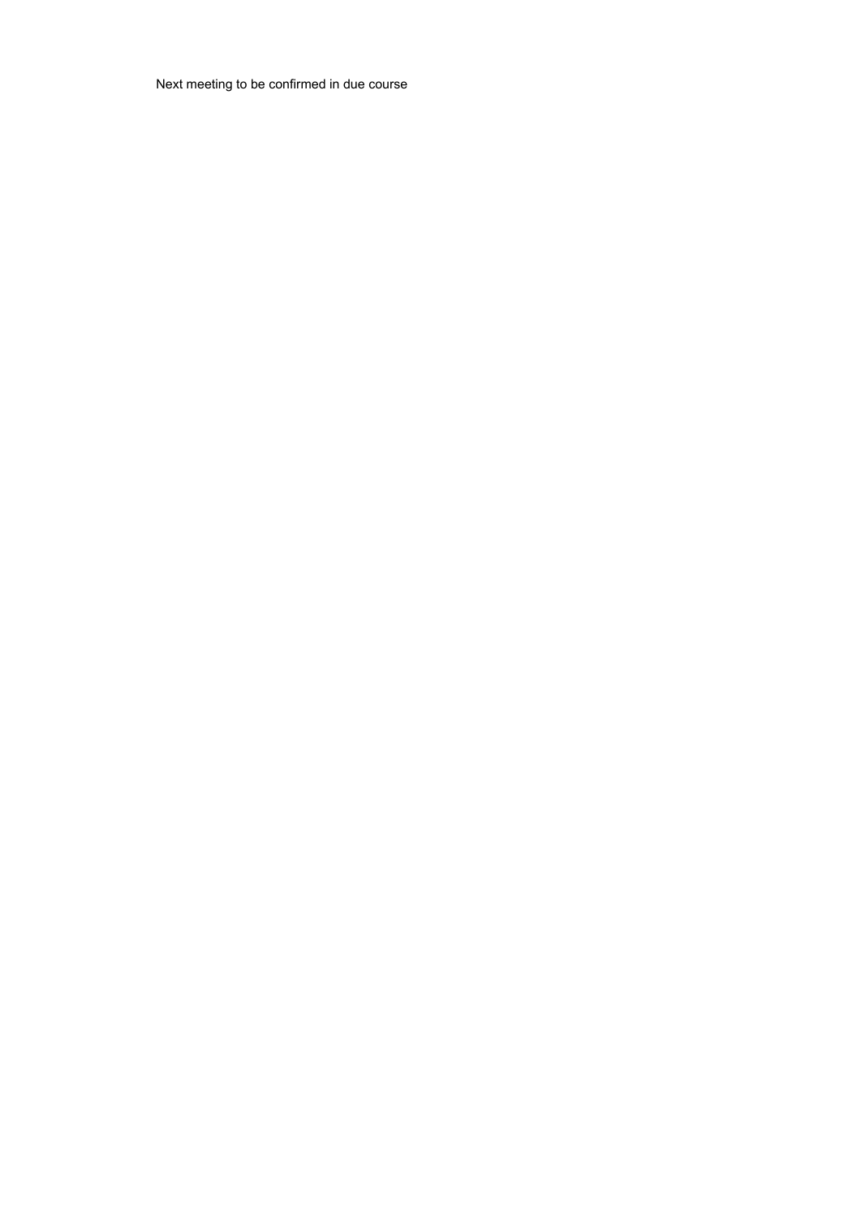Next meeting to be confirmed in due course